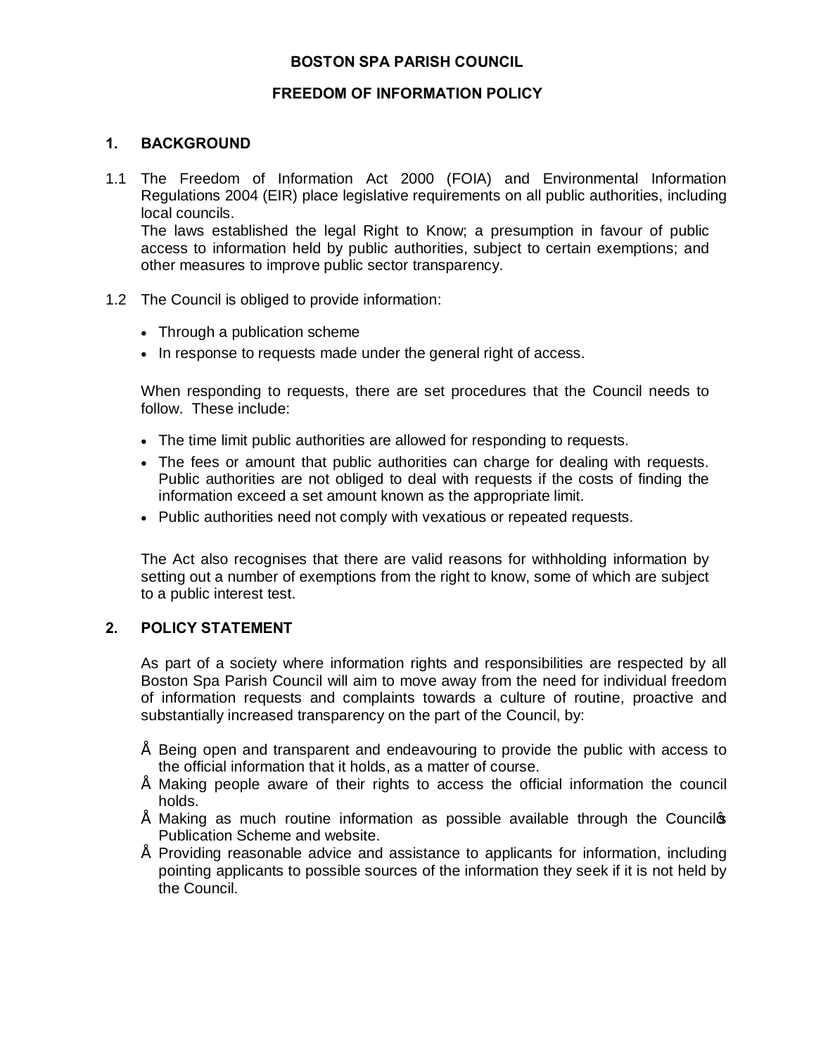**BOSTON SPA PARISH COUNCIL**

**FREEDOM OF INFORMATION POLICY**

## 1. BACKGROUND

1.1 The Freedom of Information Act 2000 (FOIA) and Environmental Information Regulations 2004 (EIR) place legislative requirements on all public authorities, including local councils.
The laws established the legal Right to Know; a presumption in favour of public access to information held by public authorities, subject to certain exemptions; and other measures to improve public sector transparency.

1.2 The Council is obliged to provide information:

- Through a publication scheme
- In response to requests made under the general right of access.

When responding to requests, there are set procedures that the Council needs to follow. These include:

- The time limit public authorities are allowed for responding to requests.
- The fees or amount that public authorities can charge for dealing with requests. Public authorities are not obliged to deal with requests if the costs of finding the information exceed a set amount known as the appropriate limit.
- Public authorities need not comply with vexatious or repeated requests.

The Act also recognises that there are valid reasons for withholding information by setting out a number of exemptions from the right to know, some of which are subject to a public interest test.

## 2. POLICY STATEMENT

As part of a society where information rights and responsibilities are respected by all Boston Spa Parish Council will aim to move away from the need for individual freedom of information requests and complaints towards a culture of routine, proactive and substantially increased transparency on the part of the Council, by:

- Being open and transparent and endeavouring to provide the public with access to the official information that it holds, as a matter of course.
- Making people aware of their rights to access the official information the council holds.
- Making as much routine information as possible available through the Council's Publication Scheme and website.
- Providing reasonable advice and assistance to applicants for information, including pointing applicants to possible sources of the information they seek if it is not held by the Council.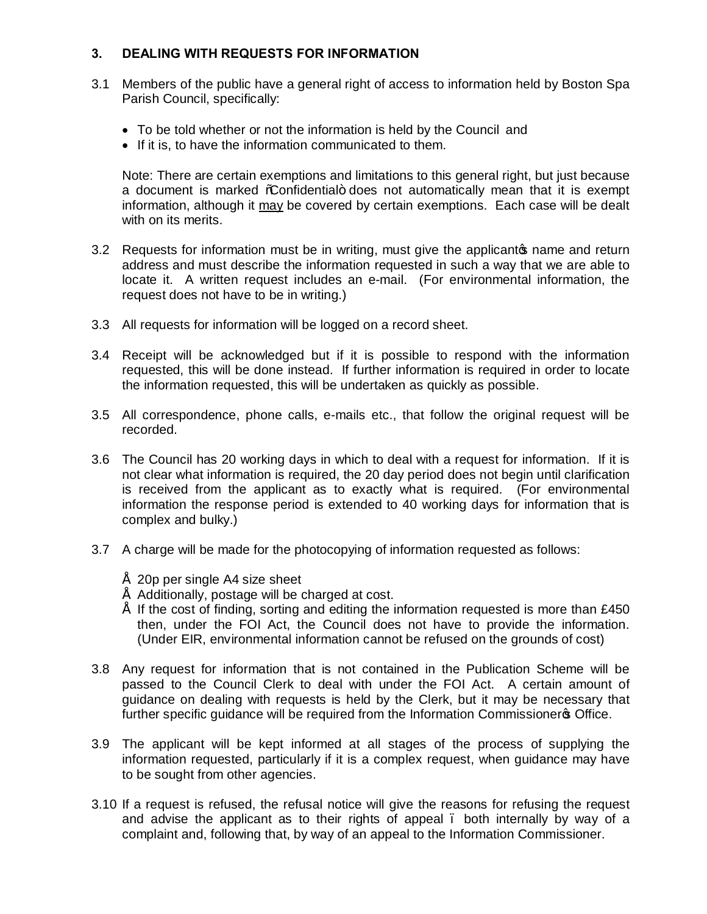## 3. DEALING WITH REQUESTS FOR INFORMATION

3.1 Members of the public have a general right of access to information held by Boston Spa Parish Council, specifically:

- To be told whether or not the information is held by the Council and
- If it is, to have the information communicated to them.

Note: There are certain exemptions and limitations to this general right, but just because a document is marked "Confidential" does not automatically mean that it is exempt information, although it <u>may</u> be covered by certain exemptions. Each case will be dealt with on its merits.

3.2 Requests for information must be in writing, must give the applicant's name and return address and must describe the information requested in such a way that we are able to locate it. A written request includes an e-mail. (For environmental information, the request does not have to be in writing.)

3.3 All requests for information will be logged on a record sheet.

3.4 Receipt will be acknowledged but if it is possible to respond with the information requested, this will be done instead. If further information is required in order to locate the information requested, this will be undertaken as quickly as possible.

3.5 All correspondence, phone calls, e-mails etc., that follow the original request will be recorded.

3.6 The Council has 20 working days in which to deal with a request for information. If it is not clear what information is required, the 20 day period does not begin until clarification is received from the applicant as to exactly what is required. (For environmental information the response period is extended to 40 working days for information that is complex and bulky.)

3.7 A charge will be made for the photocopying of information requested as follows:

- 20p per single A4 size sheet
- Additionally, postage will be charged at cost.
- If the cost of finding, sorting and editing the information requested is more than £450 then, under the FOI Act, the Council does not have to provide the information. (Under EIR, environmental information cannot be refused on the grounds of cost)

3.8 Any request for information that is not contained in the Publication Scheme will be passed to the Council Clerk to deal with under the FOI Act. A certain amount of guidance on dealing with requests is held by the Clerk, but it may be necessary that further specific guidance will be required from the Information Commissioner's Office.

3.9 The applicant will be kept informed at all stages of the process of supplying the information requested, particularly if it is a complex request, when guidance may have to be sought from other agencies.

3.10 If a request is refused, the refusal notice will give the reasons for refusing the request and advise the applicant as to their rights of appeal – both internally by way of a complaint and, following that, by way of an appeal to the Information Commissioner.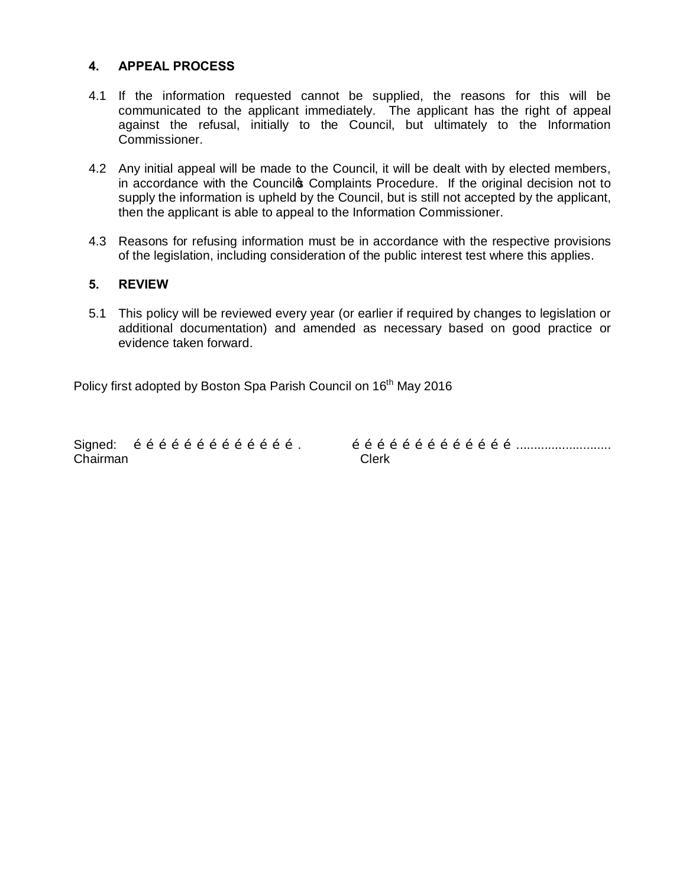## 4. APPEAL PROCESS

4.1 If the information requested cannot be supplied, the reasons for this will be communicated to the applicant immediately. The applicant has the right of appeal against the refusal, initially to the Council, but ultimately to the Information Commissioner.

4.2 Any initial appeal will be made to the Council, it will be dealt with by elected members, in accordance with the Council's Complaints Procedure. If the original decision not to supply the information is upheld by the Council, but is still not accepted by the applicant, then the applicant is able to appeal to the Information Commissioner.

4.3 Reasons for refusing information must be in accordance with the respective provisions of the legislation, including consideration of the public interest test where this applies.

## 5. REVIEW

5.1 This policy will be reviewed every year (or earlier if required by changes to legislation or additional documentation) and amended as necessary based on good practice or evidence taken forward.

Policy first adopted by Boston Spa Parish Council on 16th May 2016

Signed: ……………………………. ……………………………………..........................

Chairman Clerk